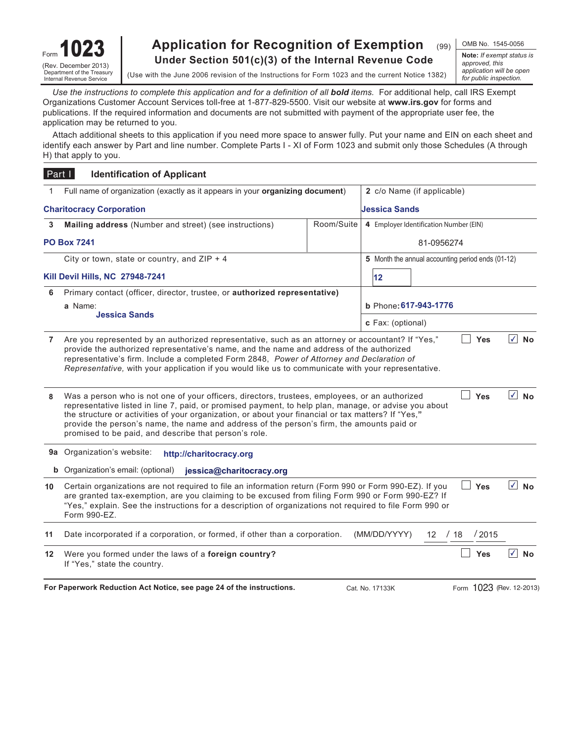Form **1023**
(Rev. December 2013)
Department of the Treasury
Internal Revenue Service

# Application for Recognition of Exemption Under Section 501(c)(3) of the Internal Revenue Code

(99)

(Use with the June 2006 revision of the Instructions for Form 1023 and the current Notice 1382)

OMB No. 1545-0056

**Note:** *If exempt status is approved, this application will be open for public inspection.*

*Use the instructions to complete this application and for a definition of all* ***bold*** *items.* For additional help, call IRS Exempt Organizations Customer Account Services toll-free at 1-877-829-5500. Visit our website at **www.irs.gov** for forms and publications. If the required information and documents are not submitted with payment of the appropriate user fee, the application may be returned to you.

Attach additional sheets to this application if you need more space to answer fully. Put your name and EIN on each sheet and identify each answer by Part and line number. Complete Parts I - XI of Form 1023 and submit only those Schedules (A through H) that apply to you.

## Part I Identification of Applicant

| | | | |
|---|---|---|---|
| 1 Full name of organization (exactly as it appears in your **organizing document**) | | 2 c/o Name (if applicable) | |
| Charitocracy Corporation | | Jessica Sands | |
| 3 **Mailing address** (Number and street) (see instructions) | Room/Suite | 4 Employer Identification Number (EIN) | |
| PO Box 7241 | | 81-0956274 | |
| City or town, state or country, and ZIP + 4 | | 5 Month the annual accounting period ends (01-12) | |
| Kill Devil Hills, NC 27948-7241 | | 12 | |
| 6 Primary contact (officer, director, trustee, or **authorized representative**) | | | |
| a Name: Jessica Sands | | b Phone: 617-943-1776 | |
| | | c Fax: (optional) | |

**7** Are you represented by an authorized representative, such as an attorney or accountant? If "Yes," provide the authorized representative's name, and the name and address of the authorized representative's firm. Include a completed Form 2848, *Power of Attorney and Declaration of Representative,* with your application if you would like us to communicate with your representative. ☐ Yes ☑ No

**8** Was a person who is not one of your officers, directors, trustees, employees, or an authorized representative listed in line 7, paid, or promised payment, to help plan, manage, or advise you about the structure or activities of your organization, or about your financial or tax matters? If "Yes," provide the person's name, the name and address of the person's firm, the amounts paid or promised to be paid, and describe that person's role. ☐ Yes ☑ No

**9a** Organization's website: http://charitocracy.org

**b** Organization's email: (optional) jessica@charitocracy.org

**10** Certain organizations are not required to file an information return (Form 990 or Form 990-EZ). If you are granted tax-exemption, are you claiming to be excused from filing Form 990 or Form 990-EZ? If "Yes," explain. See the instructions for a description of organizations not required to file Form 990 or Form 990-EZ. ☐ Yes ☑ No

**11** Date incorporated if a corporation, or formed, if other than a corporation. (MM/DD/YYYY) 12 / 18 / 2015

**12** Were you formed under the laws of a **foreign country**? If "Yes," state the country. ☐ Yes ☑ No

**For Paperwork Reduction Act Notice, see page 24 of the instructions.** Cat. No. 17133K Form 1023 (Rev. 12-2013)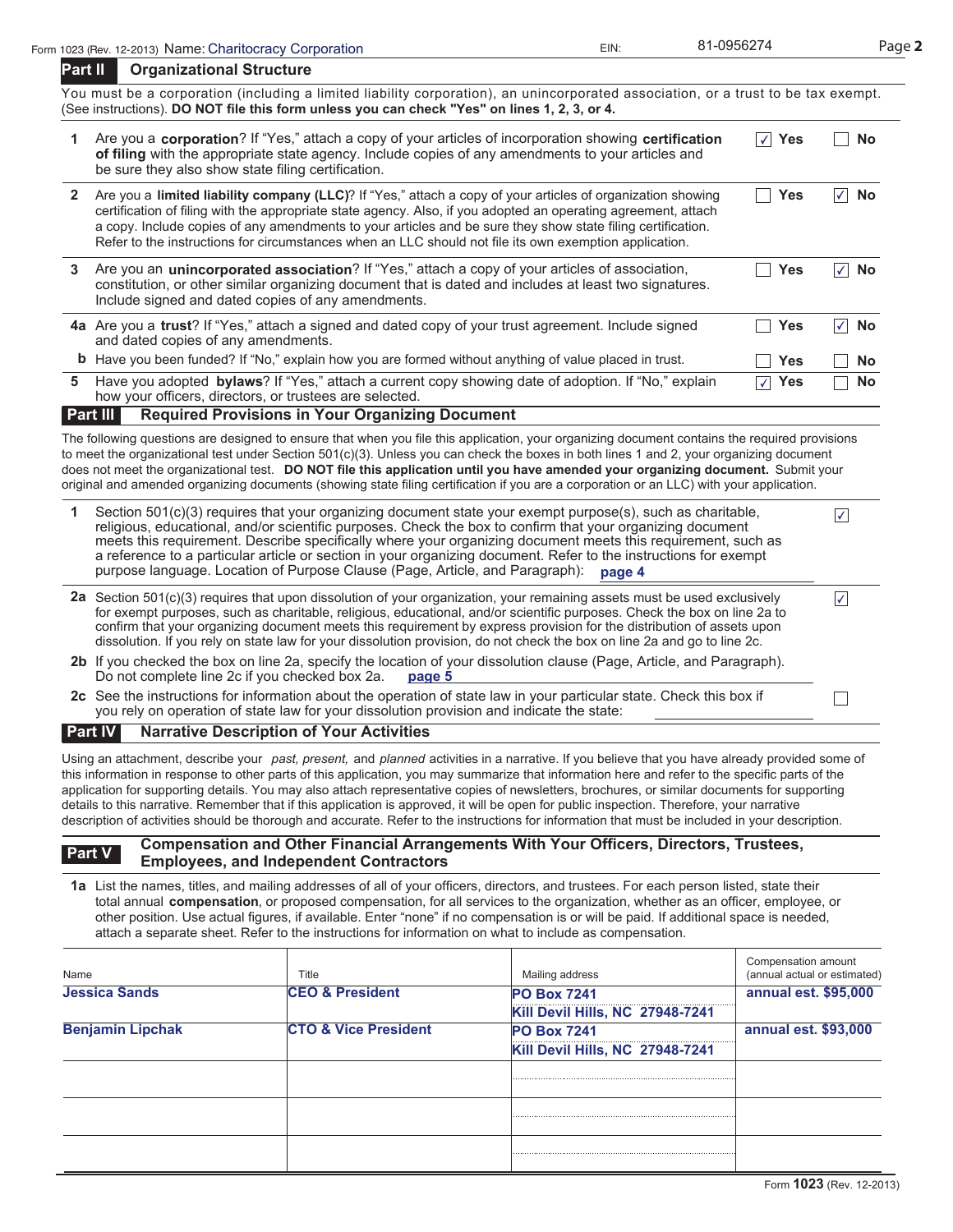Form 1023 (Rev. 12-2013) Name: Charitocracy Corporation EIN: 81-0956274

## Part II Organizational Structure

You must be a corporation (including a limited liability corporation), an unincorporated association, or a trust to be tax exempt. (See instructions). **DO NOT file this form unless you can check "Yes" on lines 1, 2, 3, or 4.**

| | | | |
|---|---|---|---|
| **1** | Are you a **corporation**? If "Yes," attach a copy of your articles of incorporation showing **certification of filing** with the appropriate state agency. Include copies of any amendments to your articles and be sure they also show state filing certification. | ☑ Yes | ☐ No |
| **2** | Are you a **limited liability company (LLC)**? If "Yes," attach a copy of your articles of organization showing certification of filing with the appropriate state agency. Also, if you adopted an operating agreement, attach a copy. Include copies of any amendments to your articles and be sure they show state filing certification. Refer to the instructions for circumstances when an LLC should not file its own exemption application. | ☐ Yes | ☑ No |
| **3** | Are you an **unincorporated association**? If "Yes," attach a copy of your articles of association, constitution, or other similar organizing document that is dated and includes at least two signatures. Include signed and dated copies of any amendments. | ☐ Yes | ☑ No |
| **4a** | Are you a **trust**? If "Yes," attach a signed and dated copy of your trust agreement. Include signed and dated copies of any amendments. | ☐ Yes | ☑ No |
| **b** | Have you been funded? If "No," explain how you are formed without anything of value placed in trust. | ☐ Yes | ☐ No |
| **5** | Have you adopted **bylaws**? If "Yes," attach a current copy showing date of adoption. If "No," explain how your officers, directors, or trustees are selected. | ☑ Yes | ☐ No |

## Part III Required Provisions in Your Organizing Document

The following questions are designed to ensure that when you file this application, your organizing document contains the required provisions to meet the organizational test under Section 501(c)(3). Unless you can check the boxes in both lines 1 and 2, your organizing document does not meet the organizational test. **DO NOT file this application until you have amended your organizing document.** Submit your original and amended organizing documents (showing state filing certification if you are a corporation or an LLC) with your application.

**1** Section 501(c)(3) requires that your organizing document state your exempt purpose(s), such as charitable, religious, educational, and/or scientific purposes. Check the box to confirm that your organizing document meets this requirement. Describe specifically where your organizing document meets this requirement, such as a reference to a particular article or section in your organizing document. Refer to the instructions for exempt purpose language. Location of Purpose Clause (Page, Article, and Paragraph): **page 4** ☑

**2a** Section 501(c)(3) requires that upon dissolution of your organization, your remaining assets must be used exclusively for exempt purposes, such as charitable, religious, educational, and/or scientific purposes. Check the box on line 2a to confirm that your organizing document meets this requirement by express provision for the distribution of assets upon dissolution. If you rely on state law for your dissolution provision, do not check the box on line 2a and go to line 2c. ☑

**2b** If you checked the box on line 2a, specify the location of your dissolution clause (Page, Article, and Paragraph). Do not complete line 2c if you checked box 2a. **page 5**

**2c** See the instructions for information about the operation of state law in your particular state. Check this box if you rely on operation of state law for your dissolution provision and indicate the state: ☐

## Part IV Narrative Description of Your Activities

Using an attachment, describe your *past, present,* and *planned* activities in a narrative. If you believe that you have already provided some of this information in response to other parts of this application, you may summarize that information here and refer to the specific parts of the application for supporting details. You may also attach representative copies of newsletters, brochures, or similar documents for supporting details to this narrative. Remember that if this application is approved, it will be open for public inspection. Therefore, your narrative description of activities should be thorough and accurate. Refer to the instructions for information that must be included in your description.

## Part V Compensation and Other Financial Arrangements With Your Officers, Directors, Trustees, Employees, and Independent Contractors

**1a** List the names, titles, and mailing addresses of all of your officers, directors, and trustees. For each person listed, state their total annual **compensation**, or proposed compensation, for all services to the organization, whether as an officer, employee, or other position. Use actual figures, if available. Enter "none" if no compensation is or will be paid. If additional space is needed, attach a separate sheet. Refer to the instructions for information on what to include as compensation.

| Name | Title | Mailing address | Compensation amount (annual actual or estimated) |
|---|---|---|---|
| **Jessica Sands** | **CEO & President** | **PO Box 7241**<br>**Kill Devil Hills, NC 27948-7241** | **annual est. $95,000** |
| **Benjamin Lipchak** | **CTO & Vice President** | **PO Box 7241**<br>**Kill Devil Hills, NC 27948-7241** | **annual est. $93,000** |
| | | | |
| | | | |
| | | | |

Form 1023 (Rev. 12-2013)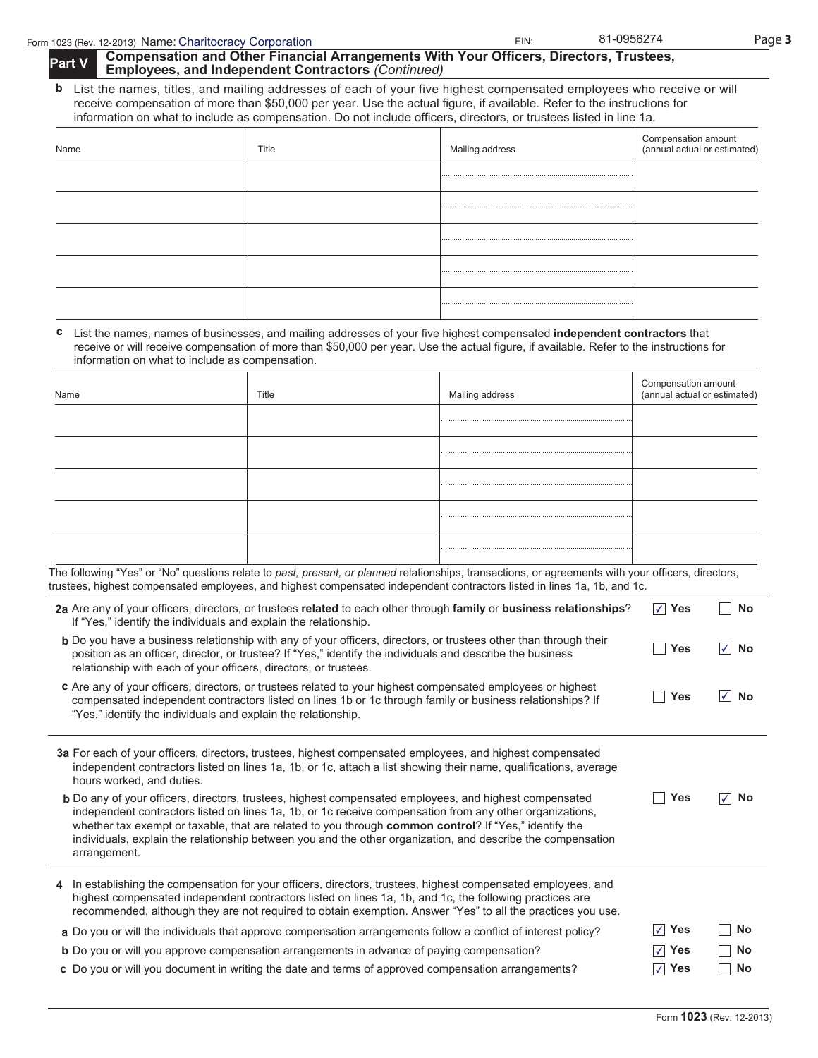Name: Charitocracy Corporation EIN: 81-0956274

## Part V Compensation and Other Financial Arrangements With Your Officers, Directors, Trustees, Employees, and Independent Contractors *(Continued)*

**b** List the names, titles, and mailing addresses of each of your five highest compensated employees who receive or will receive compensation of more than $50,000 per year. Use the actual figure, if available. Refer to the instructions for information on what to include as compensation. Do not include officers, directors, or trustees listed in line 1a.

| Name | Title | Mailing address | Compensation amount (annual actual or estimated) |
|---|---|---|---|
| | | | |
| | | | |
| | | | |
| | | | |
| | | | |

**c** List the names, names of businesses, and mailing addresses of your five highest compensated **independent contractors** that receive or will receive compensation of more than $50,000 per year. Use the actual figure, if available. Refer to the instructions for information on what to include as compensation.

| Name | Title | Mailing address | Compensation amount (annual actual or estimated) |
|---|---|---|---|
| | | | |
| | | | |
| | | | |
| | | | |
| | | | |

The following "Yes" or "No" questions relate to *past, present, or planned* relationships, transactions, or agreements with your officers, directors, trustees, highest compensated employees, and highest compensated independent contractors listed in lines 1a, 1b, and 1c.

**2a** Are any of your officers, directors, or trustees **related** to each other through **family** or **business relationships**? If "Yes," identify the individuals and explain the relationship. ☑ Yes ☐ No

**b** Do you have a business relationship with any of your officers, directors, or trustees other than through their position as an officer, director, or trustee? If "Yes," identify the individuals and describe the business relationship with each of your officers, directors, or trustees. ☐ Yes ☑ No

**c** Are any of your officers, directors, or trustees related to your highest compensated employees or highest compensated independent contractors listed on lines 1b or 1c through family or business relationships? If "Yes," identify the individuals and explain the relationship. ☐ Yes ☑ No

**3a** For each of your officers, directors, trustees, highest compensated employees, and highest compensated independent contractors listed on lines 1a, 1b, or 1c, attach a list showing their name, qualifications, average hours worked, and duties.

**b** Do any of your officers, directors, trustees, highest compensated employees, and highest compensated independent contractors listed on lines 1a, 1b, or 1c receive compensation from any other organizations, whether tax exempt or taxable, that are related to you through **common control**? If "Yes," identify the individuals, explain the relationship between you and the other organization, and describe the compensation arrangement. ☐ Yes ☑ No

**4** In establishing the compensation for your officers, directors, trustees, highest compensated employees, and highest compensated independent contractors listed on lines 1a, 1b, and 1c, the following practices are recommended, although they are not required to obtain exemption. Answer "Yes" to all the practices you use.

**a** Do you or will the individuals that approve compensation arrangements follow a conflict of interest policy? ☑ Yes ☐ No

**b** Do you or will you approve compensation arrangements in advance of paying compensation? ☑ Yes ☐ No

**c** Do you or will you document in writing the date and terms of approved compensation arrangements? ☑ Yes ☐ No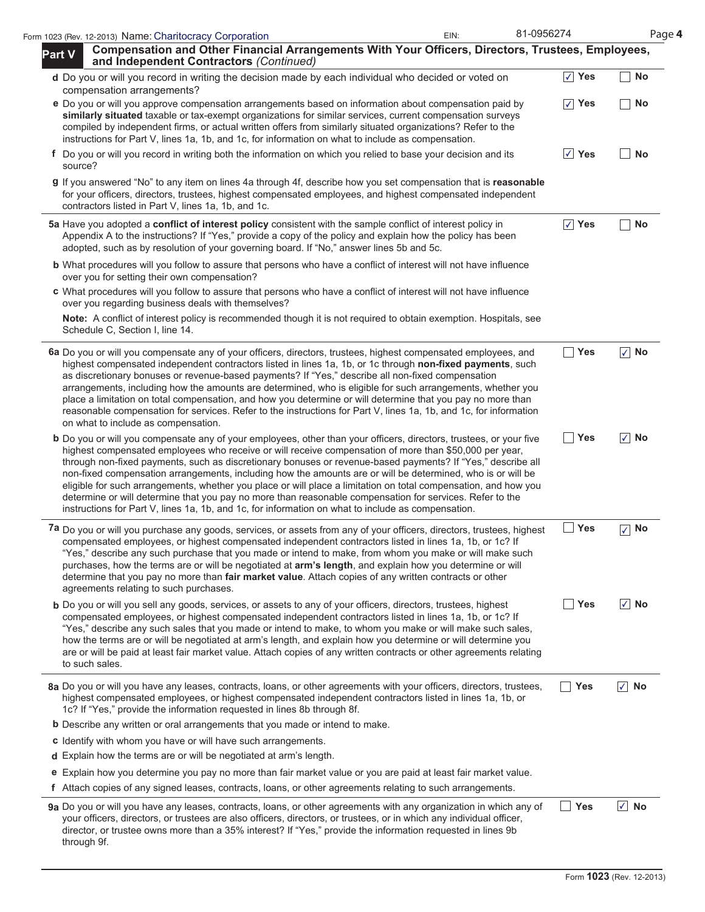Form 1023 (Rev. 12-2013) Name: Charitocracy Corporation EIN: 81-0956274

## Part V Compensation and Other Financial Arrangements With Your Officers, Directors, Trustees, Employees, and Independent Contractors *(Continued)*

**d** Do you or will you record in writing the decision made by each individual who decided or voted on compensation arrangements? ☑ Yes ☐ No

**e** Do you or will you approve compensation arrangements based on information about compensation paid by **similarly situated** taxable or tax-exempt organizations for similar services, current compensation surveys compiled by independent firms, or actual written offers from similarly situated organizations? Refer to the instructions for Part V, lines 1a, 1b, and 1c, for information on what to include as compensation. ☑ Yes ☐ No

**f** Do you or will you record in writing both the information on which you relied to base your decision and its source? ☑ Yes ☐ No

**g** If you answered "No" to any item on lines 4a through 4f, describe how you set compensation that is **reasonable** for your officers, directors, trustees, highest compensated employees, and highest compensated independent contractors listed in Part V, lines 1a, 1b, and 1c.

**5a** Have you adopted a **conflict of interest policy** consistent with the sample conflict of interest policy in Appendix A to the instructions? If "Yes," provide a copy of the policy and explain how the policy has been adopted, such as by resolution of your governing board. If "No," answer lines 5b and 5c. ☑ Yes ☐ No

**b** What procedures will you follow to assure that persons who have a conflict of interest will not have influence over you for setting their own compensation?

**c** What procedures will you follow to assure that persons who have a conflict of interest will not have influence over you regarding business deals with themselves?

**Note:** A conflict of interest policy is recommended though it is not required to obtain exemption. Hospitals, see Schedule C, Section I, line 14.

**6a** Do you or will you compensate any of your officers, directors, trustees, highest compensated employees, and highest compensated independent contractors listed in lines 1a, 1b, or 1c through **non-fixed payments**, such as discretionary bonuses or revenue-based payments? If "Yes," describe all non-fixed compensation arrangements, including how the amounts are determined, who is eligible for such arrangements, whether you place a limitation on total compensation, and how you determine or will determine that you pay no more than reasonable compensation for services. Refer to the instructions for Part V, lines 1a, 1b, and 1c, for information on what to include as compensation. ☐ Yes ☑ No

**b** Do you or will you compensate any of your employees, other than your officers, directors, trustees, or your five highest compensated employees who receive or will receive compensation of more than $50,000 per year, through non-fixed payments, such as discretionary bonuses or revenue-based payments? If "Yes," describe all non-fixed compensation arrangements, including how the amounts are or will be determined, who is or will be eligible for such arrangements, whether you place or will place a limitation on total compensation, and how you determine or will determine that you pay no more than reasonable compensation for services. Refer to the instructions for Part V, lines 1a, 1b, and 1c, for information on what to include as compensation. ☐ Yes ☑ No

**7a** Do you or will you purchase any goods, services, or assets from any of your officers, directors, trustees, highest compensated employees, or highest compensated independent contractors listed in lines 1a, 1b, or 1c? If "Yes," describe any such purchase that you made or intend to make, from whom you make or will make such purchases, how the terms are or will be negotiated at **arm's length**, and explain how you determine or will determine that you pay no more than **fair market value**. Attach copies of any written contracts or other agreements relating to such purchases. ☐ Yes ☑ No

**b** Do you or will you sell any goods, services, or assets to any of your officers, directors, trustees, highest compensated employees, or highest compensated independent contractors listed in lines 1a, 1b, or 1c? If "Yes," describe any such sales that you made or intend to make, to whom you make or will make such sales, how the terms are or will be negotiated at arm's length, and explain how you determine or will determine you are or will be paid at least fair market value. Attach copies of any written contracts or other agreements relating to such sales. ☐ Yes ☑ No

**8a** Do you or will you have any leases, contracts, loans, or other agreements with your officers, directors, trustees, highest compensated employees, or highest compensated independent contractors listed in lines 1a, 1b, or 1c? If "Yes," provide the information requested in lines 8b through 8f. ☐ Yes ☑ No

**b** Describe any written or oral arrangements that you made or intend to make.

**c** Identify with whom you have or will have such arrangements.

**d** Explain how the terms are or will be negotiated at arm's length.

**e** Explain how you determine you pay no more than fair market value or you are paid at least fair market value.

**f** Attach copies of any signed leases, contracts, loans, or other agreements relating to such arrangements.

**9a** Do you or will you have any leases, contracts, loans, or other agreements with any organization in which any of your officers, directors, or trustees are also officers, directors, or trustees, or in which any individual officer, director, or trustee owns more than a 35% interest? If "Yes," provide the information requested in lines 9b through 9f. ☐ Yes ☑ No

Form **1023** (Rev. 12-2013)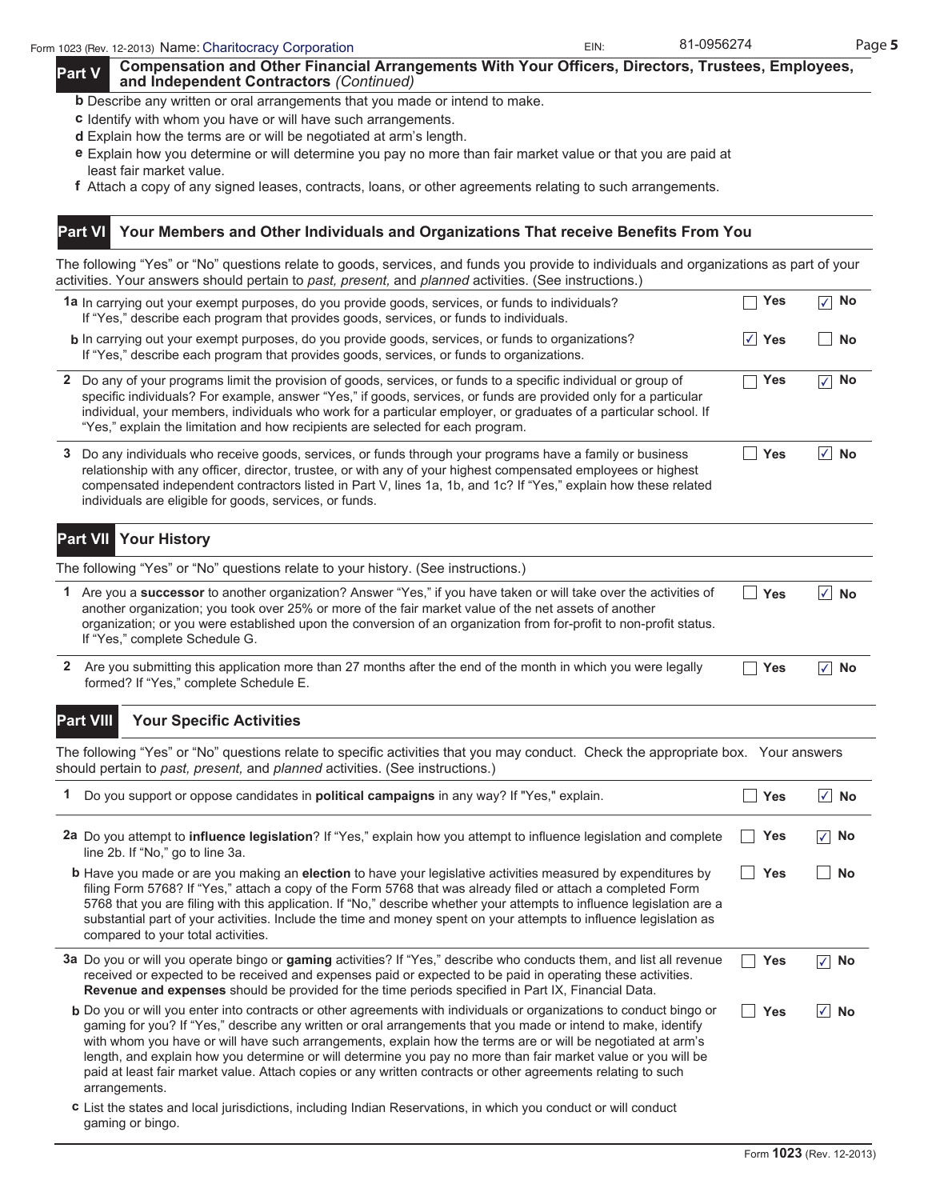Form 1023 (Rev. 12-2013) Name: Charitocracy Corporation EIN: 81-0956274

## Part V Compensation and Other Financial Arrangements With Your Officers, Directors, Trustees, Employees, and Independent Contractors *(Continued)*

**b** Describe any written or oral arrangements that you made or intend to make.

**c** Identify with whom you have or will have such arrangements.

**d** Explain how the terms are or will be negotiated at arm's length.

**e** Explain how you determine or will determine you pay no more than fair market value or that you are paid at least fair market value.

**f** Attach a copy of any signed leases, contracts, loans, or other agreements relating to such arrangements.

## Part VI Your Members and Other Individuals and Organizations That receive Benefits From You

The following "Yes" or "No" questions relate to goods, services, and funds you provide to individuals and organizations as part of your activities. Your answers should pertain to *past, present,* and *planned* activities. (See instructions.)

| Question | Yes | No |
|---|---|---|
| **1a** In carrying out your exempt purposes, do you provide goods, services, or funds to individuals? If "Yes," describe each program that provides goods, services, or funds to individuals. | ☐ | ☑ |
| **b** In carrying out your exempt purposes, do you provide goods, services, or funds to organizations? If "Yes," describe each program that provides goods, services, or funds to organizations. | ☑ | ☐ |
| **2** Do any of your programs limit the provision of goods, services, or funds to a specific individual or group of specific individuals? For example, answer "Yes," if goods, services, or funds are provided only for a particular individual, your members, individuals who work for a particular employer, or graduates of a particular school. If "Yes," explain the limitation and how recipients are selected for each program. | ☐ | ☑ |
| **3** Do any individuals who receive goods, services, or funds through your programs have a family or business relationship with any officer, director, trustee, or with any of your highest compensated employees or highest compensated independent contractors listed in Part V, lines 1a, 1b, and 1c? If "Yes," explain how these related individuals are eligible for goods, services, or funds. | ☐ | ☑ |

## Part VII Your History

The following "Yes" or "No" questions relate to your history. (See instructions.)

| Question | Yes | No |
|---|---|---|
| **1** Are you a **successor** to another organization? Answer "Yes," if you have taken or will take over the activities of another organization; you took over 25% or more of the fair market value of the net assets of another organization; or you were established upon the conversion of an organization from for-profit to non-profit status. If "Yes," complete Schedule G. | ☐ | ☑ |
| **2** Are you submitting this application more than 27 months after the end of the month in which you were legally formed? If "Yes," complete Schedule E. | ☐ | ☑ |

## Part VIII Your Specific Activities

The following "Yes" or "No" questions relate to specific activities that you may conduct. Check the appropriate box. Your answers should pertain to *past, present,* and *planned* activities. (See instructions.)

| Question | Yes | No |
|---|---|---|
| **1** Do you support or oppose candidates in **political campaigns** in any way? If "Yes," explain. | ☐ | ☑ |
| **2a** Do you attempt to **influence legislation**? If "Yes," explain how you attempt to influence legislation and complete line 2b. If "No," go to line 3a. | ☐ | ☑ |
| **b** Have you made or are you making an **election** to have your legislative activities measured by expenditures by filing Form 5768? If "Yes," attach a copy of the Form 5768 that was already filed or attach a completed Form 5768 that you are filing with this application. If "No," describe whether your attempts to influence legislation are a substantial part of your activities. Include the time and money spent on your attempts to influence legislation as compared to your total activities. | ☐ | ☐ |
| **3a** Do you or will you operate bingo or **gaming** activities? If "Yes," describe who conducts them, and list all revenue received or expected to be received and expenses paid or expected to be paid in operating these activities. **Revenue and expenses** should be provided for the time periods specified in Part IX, Financial Data. | ☐ | ☑ |
| **b** Do you or will you enter into contracts or other agreements with individuals or organizations to conduct bingo or gaming for you? If "Yes," describe any written or oral arrangements that you made or intend to make, identify with whom you have or will have such arrangements, explain how the terms are or will be negotiated at arm's length, and explain how you determine or will determine you pay no more than fair market value or you will be paid at least fair market value. Attach copies or any written contracts or other agreements relating to such arrangements. | ☐ | ☑ |
| **c** List the states and local jurisdictions, including Indian Reservations, in which you conduct or will conduct gaming or bingo. | | |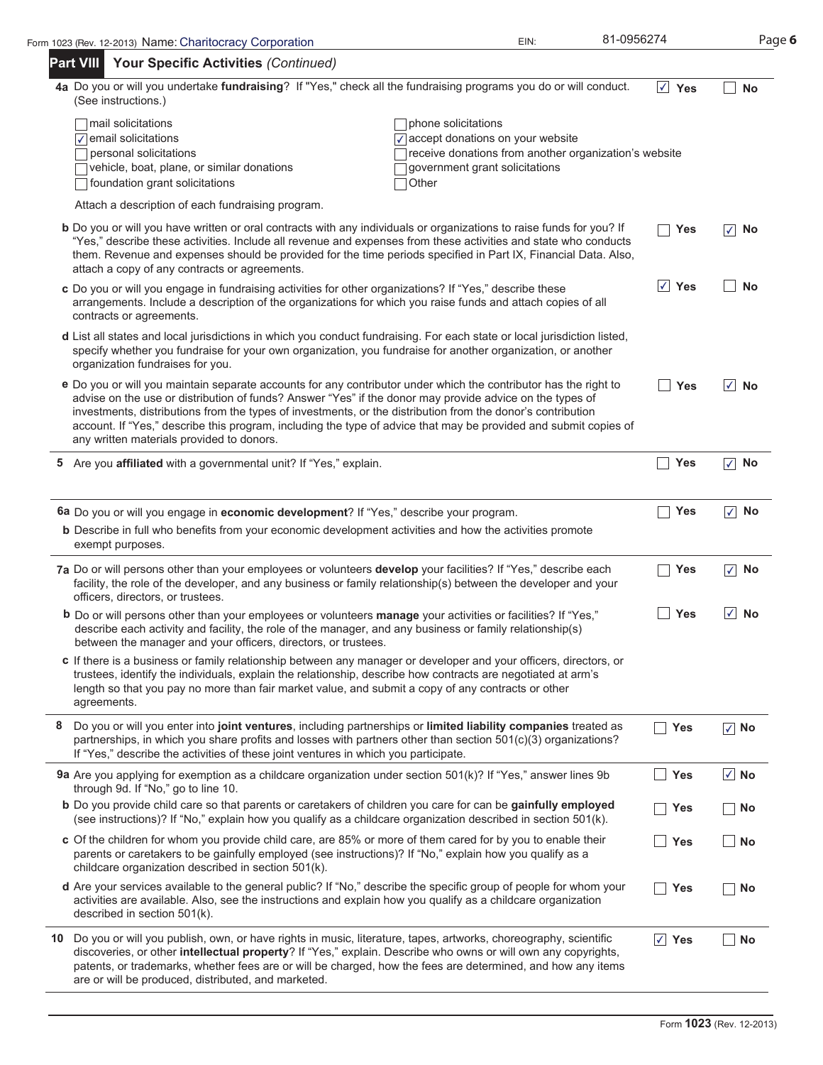Form 1023 (Rev. 12-2013) Name: Charitocracy Corporation EIN: 81-0956274

## Part VIII Your Specific Activities *(Continued)*

**4a** Do you or will you undertake **fundraising**? If "Yes," check all the fundraising programs you do or will conduct. (See instructions.) ☑ Yes ☐ No

- ☐ mail solicitations
- ☑ email solicitations
- ☐ personal solicitations
- ☐ vehicle, boat, plane, or similar donations
- ☐ foundation grant solicitations
- ☐ phone solicitations
- ☑ accept donations on your website
- ☐ receive donations from another organization's website
- ☐ government grant solicitations
- ☐ Other

Attach a description of each fundraising program.

**b** Do you or will you have written or oral contracts with any individuals or organizations to raise funds for you? If "Yes," describe these activities. Include all revenue and expenses from these activities and state who conducts them. Revenue and expenses should be provided for the time periods specified in Part IX, Financial Data. Also, attach a copy of any contracts or agreements. ☐ Yes ☑ No

**c** Do you or will you engage in fundraising activities for other organizations? If "Yes," describe these arrangements. Include a description of the organizations for which you raise funds and attach copies of all contracts or agreements. ☑ Yes ☐ No

**d** List all states and local jurisdictions in which you conduct fundraising. For each state or local jurisdiction listed, specify whether you fundraise for your own organization, you fundraise for another organization, or another organization fundraises for you.

**e** Do you or will you maintain separate accounts for any contributor under which the contributor has the right to advise on the use or distribution of funds? Answer "Yes" if the donor may provide advice on the types of investments, distributions from the types of investments, or the distribution from the donor's contribution account. If "Yes," describe this program, including the type of advice that may be provided and submit copies of any written materials provided to donors. ☐ Yes ☑ No

**5** Are you **affiliated** with a governmental unit? If "Yes," explain. ☐ Yes ☑ No

**6a** Do you or will you engage in **economic development**? If "Yes," describe your program. ☐ Yes ☑ No

**b** Describe in full who benefits from your economic development activities and how the activities promote exempt purposes.

**7a** Do or will persons other than your employees or volunteers **develop** your facilities? If "Yes," describe each facility, the role of the developer, and any business or family relationship(s) between the developer and your officers, directors, or trustees. ☐ Yes ☑ No

**b** Do or will persons other than your employees or volunteers **manage** your activities or facilities? If "Yes," describe each activity and facility, the role of the manager, and any business or family relationship(s) between the manager and your officers, directors, or trustees. ☐ Yes ☑ No

**c** If there is a business or family relationship between any manager or developer and your officers, directors, or trustees, identify the individuals, explain the relationship, describe how contracts are negotiated at arm's length so that you pay no more than fair market value, and submit a copy of any contracts or other agreements.

**8** Do you or will you enter into **joint ventures**, including partnerships or **limited liability companies** treated as partnerships, in which you share profits and losses with partners other than section 501(c)(3) organizations? If "Yes," describe the activities of these joint ventures in which you participate. ☐ Yes ☑ No

**9a** Are you applying for exemption as a childcare organization under section 501(k)? If "Yes," answer lines 9b through 9d. If "No," go to line 10. ☐ Yes ☑ No

**b** Do you provide child care so that parents or caretakers of children you care for can be **gainfully employed** (see instructions)? If "No," explain how you qualify as a childcare organization described in section 501(k). ☐ Yes ☐ No

**c** Of the children for whom you provide child care, are 85% or more of them cared for by you to enable their parents or caretakers to be gainfully employed (see instructions)? If "No," explain how you qualify as a childcare organization described in section 501(k). ☐ Yes ☐ No

**d** Are your services available to the general public? If "No," describe the specific group of people for whom your activities are available. Also, see the instructions and explain how you qualify as a childcare organization described in section 501(k). ☐ Yes ☐ No

**10** Do you or will you publish, own, or have rights in music, literature, tapes, artworks, choreography, scientific discoveries, or other **intellectual property**? If "Yes," explain. Describe who owns or will own any copyrights, patents, or trademarks, whether fees are or will be charged, how the fees are determined, and how any items are or will be produced, distributed, and marketed. ☑ Yes ☐ No

Form **1023** (Rev. 12-2013)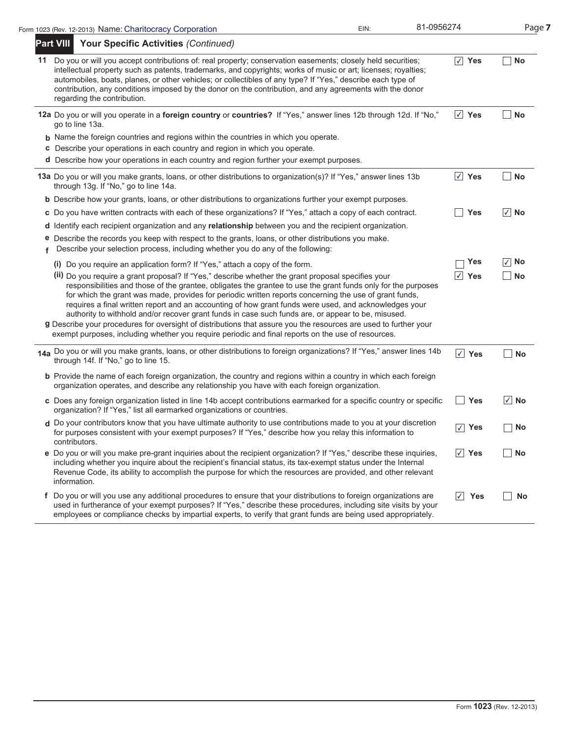Form 1023 (Rev. 12-2013) Name: Charitocracy Corporation EIN: 81-0956274

## Part VIII Your Specific Activities *(Continued)*

**11** Do you or will you accept contributions of: real property; conservation easements; closely held securities; intellectual property such as patents, trademarks, and copyrights; works of music or art; licenses; royalties; automobiles, boats, planes, or other vehicles; or collectibles of any type? If "Yes," describe each type of contribution, any conditions imposed by the donor on the contribution, and any agreements with the donor regarding the contribution. ☑ **Yes** ☐ **No**

**12a** Do you or will you operate in a **foreign country** or **countries?** If "Yes," answer lines 12b through 12d. If "No," go to line 13a. ☑ **Yes** ☐ **No**

**b** Name the foreign countries and regions within the countries in which you operate.

**c** Describe your operations in each country and region in which you operate.

**d** Describe how your operations in each country and region further your exempt purposes.

**13a** Do you or will you make grants, loans, or other distributions to organization(s)? If "Yes," answer lines 13b through 13g. If "No," go to line 14a. ☑ **Yes** ☐ **No**

**b** Describe how your grants, loans, or other distributions to organizations further your exempt purposes.

**c** Do you have written contracts with each of these organizations? If "Yes," attach a copy of each contract. ☐ **Yes** ☑ **No**

**d** Identify each recipient organization and any **relationship** between you and the recipient organization.

**e** Describe the records you keep with respect to the grants, loans, or other distributions you make.

**f** Describe your selection process, including whether you do any of the following:

**(i)** Do you require an application form? If "Yes," attach a copy of the form. ☐ **Yes** ☑ **No**

**(ii)** Do you require a grant proposal? If "Yes," describe whether the grant proposal specifies your responsibilities and those of the grantee, obligates the grantee to use the grant funds only for the purposes for which the grant was made, provides for periodic written reports concerning the use of grant funds, requires a final written report and an accounting of how grant funds were used, and acknowledges your authority to withhold and/or recover grant funds in case such funds are, or appear to be, misused. ☑ **Yes** ☐ **No**

**g** Describe your procedures for oversight of distributions that assure you the resources are used to further your exempt purposes, including whether you require periodic and final reports on the use of resources.

**14a** Do you or will you make grants, loans, or other distributions to foreign organizations? If "Yes," answer lines 14b through 14f. If "No," go to line 15. ☑ **Yes** ☐ **No**

**b** Provide the name of each foreign organization, the country and regions within a country in which each foreign organization operates, and describe any relationship you have with each foreign organization.

**c** Does any foreign organization listed in line 14b accept contributions earmarked for a specific country or specific organization? If "Yes," list all earmarked organizations or countries. ☐ **Yes** ☑ **No**

**d** Do your contributors know that you have ultimate authority to use contributions made to you at your discretion for purposes consistent with your exempt purposes? If "Yes," describe how you relay this information to contributors. ☑ **Yes** ☐ **No**

**e** Do you or will you make pre-grant inquiries about the recipient organization? If "Yes," describe these inquiries, including whether you inquire about the recipient's financial status, its tax-exempt status under the Internal Revenue Code, its ability to accomplish the purpose for which the resources are provided, and other relevant information. ☑ **Yes** ☐ **No**

**f** Do you or will you use any additional procedures to ensure that your distributions to foreign organizations are used in furtherance of your exempt purposes? If "Yes," describe these procedures, including site visits by your employees or compliance checks by impartial experts, to verify that grant funds are being used appropriately. ☑ **Yes** ☐ **No**

Form **1023** (Rev. 12-2013)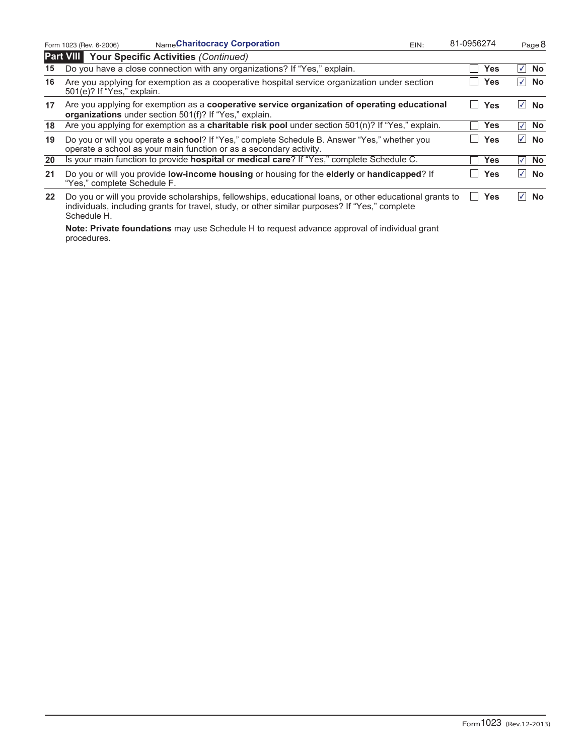Form 1023 (Rev. 6-2006) Name Charitocracy Corporation EIN: 81-0956274

## Part VIII Your Specific Activities *(Continued)*

| | | Yes | No |
|---|---|---|---|
| 15 | Do you have a close connection with any organizations? If "Yes," explain. | ☐ | ☑ |
| 16 | Are you applying for exemption as a cooperative hospital service organization under section 501(e)? If "Yes," explain. | ☐ | ☑ |
| 17 | Are you applying for exemption as a **cooperative service organization of operating educational organizations** under section 501(f)? If "Yes," explain. | ☐ | ☑ |
| 18 | Are you applying for exemption as a **charitable risk pool** under section 501(n)? If "Yes," explain. | ☐ | ☑ |
| 19 | Do you or will you operate a **school**? If "Yes," complete Schedule B. Answer "Yes," whether you operate a school as your main function or as a secondary activity. | ☐ | ☑ |
| 20 | Is your main function to provide **hospital** or **medical care**? If "Yes," complete Schedule C. | ☐ | ☑ |
| 21 | Do you or will you provide **low-income housing** or housing for the **elderly** or **handicapped**? If "Yes," complete Schedule F. | ☐ | ☑ |
| 22 | Do you or will you provide scholarships, fellowships, educational loans, or other educational grants to individuals, including grants for travel, study, or other similar purposes? If "Yes," complete Schedule H. | ☐ | ☑ |

**Note: Private foundations** may use Schedule H to request advance approval of individual grant procedures.

Form 1023 (Rev.12-2013)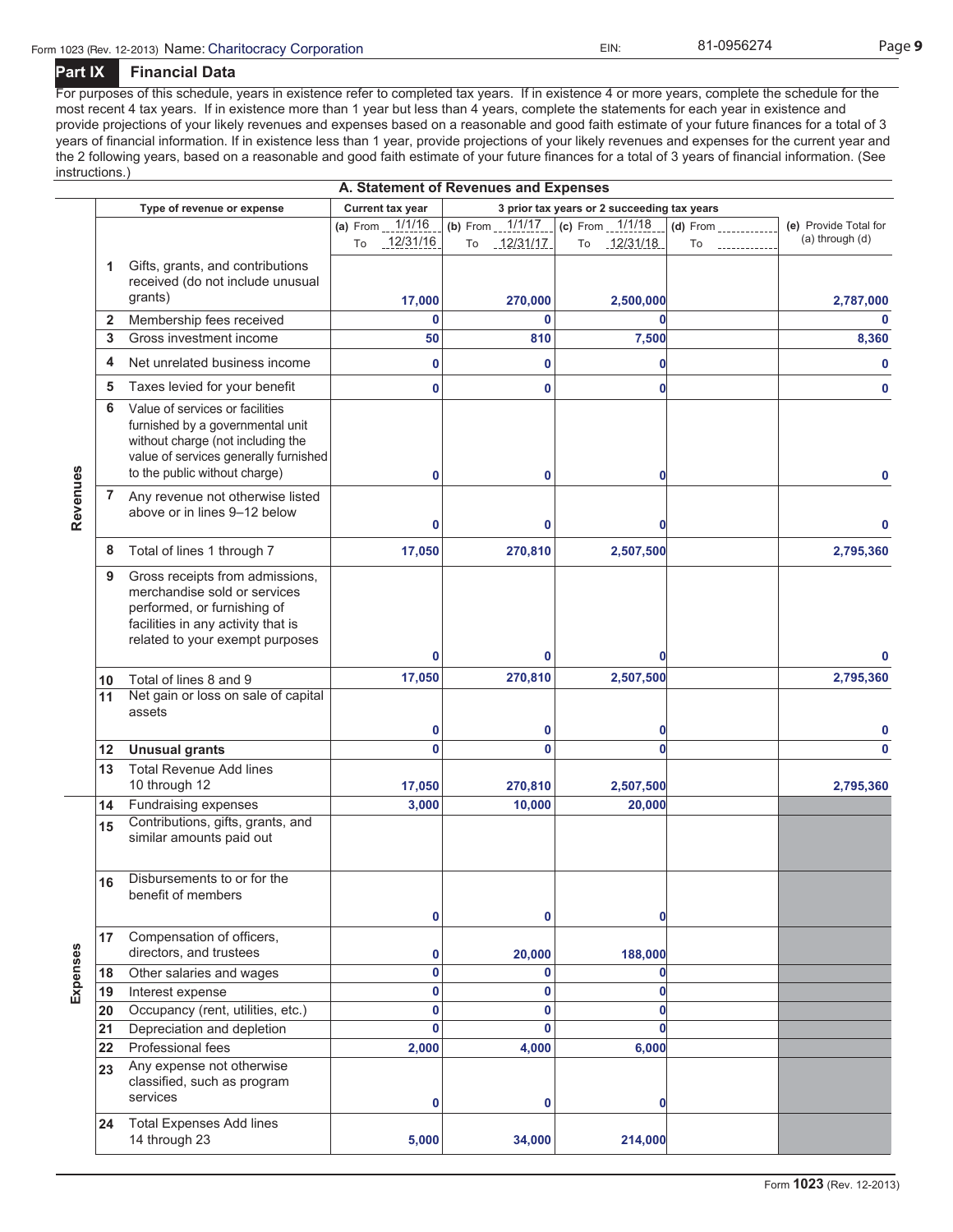Form 1023 (Rev. 12-2013) Name: Charitocracy Corporation EIN: 81-0956274

## Part IX Financial Data

For purposes of this schedule, years in existence refer to completed tax years. If in existence 4 or more years, complete the schedule for the most recent 4 tax years. If in existence more than 1 year but less than 4 years, complete the statements for each year in existence and provide projections of your likely revenues and expenses based on a reasonable and good faith estimate of your future finances for a total of 3 years of financial information. If in existence less than 1 year, provide projections of your likely revenues and expenses for the current year and the 2 following years, based on a reasonable and good faith estimate of your future finances for a total of 3 years of financial information. (See instructions.)

### A. Statement of Revenues and Expenses

| | | Type of revenue or expense | Current tax year | 3 prior tax years or 2 succeeding tax years | | | |
|---|---|---|---|---|---|---|---|
| | | | (a) From 1/1/16 To 12/31/16 | (b) From 1/1/17 To 12/31/17 | (c) From 1/1/18 To 12/31/18 | (d) From ___ To ___ | (e) Provide Total for (a) through (d) |
| Revenues | 1 | Gifts, grants, and contributions received (do not include unusual grants) | 17,000 | 270,000 | 2,500,000 | | 2,787,000 |
| | 2 | Membership fees received | 0 | 0 | 0 | | 0 |
| | 3 | Gross investment income | 50 | 810 | 7,500 | | 8,360 |
| | 4 | Net unrelated business income | 0 | 0 | 0 | | 0 |
| | 5 | Taxes levied for your benefit | 0 | 0 | 0 | | 0 |
| | 6 | Value of services or facilities furnished by a governmental unit without charge (not including the value of services generally furnished to the public without charge) | 0 | 0 | 0 | | 0 |
| | 7 | Any revenue not otherwise listed above or in lines 9–12 below | 0 | 0 | 0 | | 0 |
| | 8 | Total of lines 1 through 7 | 17,050 | 270,810 | 2,507,500 | | 2,795,360 |
| | 9 | Gross receipts from admissions, merchandise sold or services performed, or furnishing of facilities in any activity that is related to your exempt purposes | 0 | 0 | 0 | | 0 |
| | 10 | Total of lines 8 and 9 | 17,050 | 270,810 | 2,507,500 | | 2,795,360 |
| | 11 | Net gain or loss on sale of capital assets | 0 | 0 | 0 | | 0 |
| | 12 | **Unusual grants** | 0 | 0 | 0 | | 0 |
| | 13 | Total Revenue Add lines 10 through 12 | 17,050 | 270,810 | 2,507,500 | | 2,795,360 |
| Expenses | 14 | Fundraising expenses | 3,000 | 10,000 | 20,000 | | |
| | 15 | Contributions, gifts, grants, and similar amounts paid out | | | | | |
| | 16 | Disbursements to or for the benefit of members | 0 | 0 | 0 | | |
| | 17 | Compensation of officers, directors, and trustees | 0 | 20,000 | 188,000 | | |
| | 18 | Other salaries and wages | 0 | 0 | 0 | | |
| | 19 | Interest expense | 0 | 0 | 0 | | |
| | 20 | Occupancy (rent, utilities, etc.) | 0 | 0 | 0 | | |
| | 21 | Depreciation and depletion | 0 | 0 | 0 | | |
| | 22 | Professional fees | 2,000 | 4,000 | 6,000 | | |
| | 23 | Any expense not otherwise classified, such as program services | 0 | 0 | 0 | | |
| | 24 | Total Expenses Add lines 14 through 23 | 5,000 | 34,000 | 214,000 | | |

Form **1023** (Rev. 12-2013)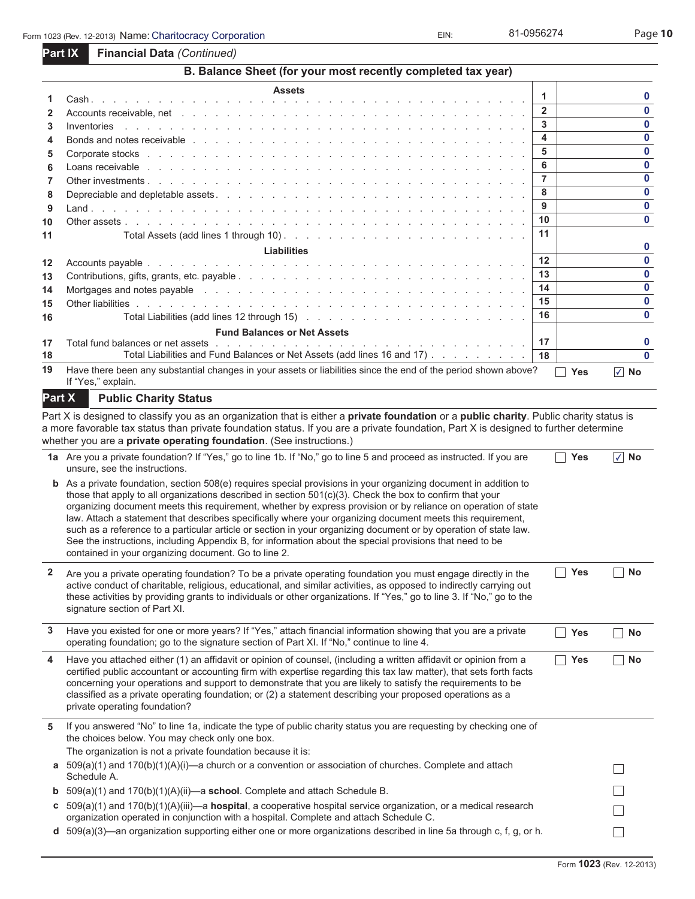Form 1023 (Rev. 12-2013) Name: Charitocracy Corporation EIN: 81-0956274

## Part IX Financial Data *(Continued)*

### B. Balance Sheet (for your most recently completed tax year)

| | **Assets** | | |
|---|---|---|---|
| 1 | Cash | 1 | 0 |
| 2 | Accounts receivable, net | 2 | 0 |
| 3 | Inventories | 3 | 0 |
| 4 | Bonds and notes receivable | 4 | 0 |
| 5 | Corporate stocks | 5 | 0 |
| 6 | Loans receivable | 6 | 0 |
| 7 | Other investments | 7 | 0 |
| 8 | Depreciable and depletable assets | 8 | 0 |
| 9 | Land | 9 | 0 |
| 10 | Other assets | 10 | 0 |
| 11 | Total Assets (add lines 1 through 10) | 11 | 0 |
| | **Liabilities** | | |
| 12 | Accounts payable | 12 | 0 |
| 13 | Contributions, gifts, grants, etc. payable | 13 | 0 |
| 14 | Mortgages and notes payable | 14 | 0 |
| 15 | Other liabilities | 15 | 0 |
| 16 | Total Liabilities (add lines 12 through 15) | 16 | 0 |
| | **Fund Balances or Net Assets** | | |
| 17 | Total fund balances or net assets | 17 | 0 |
| 18 | Total Liabilities and Fund Balances or Net Assets (add lines 16 and 17) | 18 | 0 |

19 Have there been any substantial changes in your assets or liabilities since the end of the period shown above? If "Yes," explain. ☐ Yes ☑ No

## Part X Public Charity Status

Part X is designed to classify you as an organization that is either a **private foundation** or a **public charity**. Public charity status is a more favorable tax status than private foundation status. If you are a private foundation, Part X is designed to further determine whether you are a **private operating foundation**. (See instructions.)

**1a** Are you a private foundation? If "Yes," go to line 1b. If "No," go to line 5 and proceed as instructed. If you are unsure, see the instructions. ☐ Yes ☑ No

**b** As a private foundation, section 508(e) requires special provisions in your organizing document in addition to those that apply to all organizations described in section 501(c)(3). Check the box to confirm that your organizing document meets this requirement, whether by express provision or by reliance on operation of state law. Attach a statement that describes specifically where your organizing document meets this requirement, such as a reference to a particular article or section in your organizing document or by operation of state law. See the instructions, including Appendix B, for information about the special provisions that need to be contained in your organizing document. Go to line 2.

**2** Are you a private operating foundation? To be a private operating foundation you must engage directly in the active conduct of charitable, religious, educational, and similar activities, as opposed to indirectly carrying out these activities by providing grants to individuals or other organizations. If "Yes," go to line 3. If "No," go to the signature section of Part XI. ☐ Yes ☐ No

**3** Have you existed for one or more years? If "Yes," attach financial information showing that you are a private operating foundation; go to the signature section of Part XI. If "No," continue to line 4. ☐ Yes ☐ No

**4** Have you attached either (1) an affidavit or opinion of counsel, (including a written affidavit or opinion from a certified public accountant or accounting firm with expertise regarding this tax law matter), that sets forth facts concerning your operations and support to demonstrate that you are likely to satisfy the requirements to be classified as a private operating foundation; or (2) a statement describing your proposed operations as a private operating foundation? ☐ Yes ☐ No

**5** If you answered "No" to line 1a, indicate the type of public charity status you are requesting by checking one of the choices below. You may check only one box.

The organization is not a private foundation because it is:

**a** 509(a)(1) and 170(b)(1)(A)(i)—a church or a convention or association of churches. Complete and attach Schedule A. ☐

**b** 509(a)(1) and 170(b)(1)(A)(ii)—a **school**. Complete and attach Schedule B. ☐

**c** 509(a)(1) and 170(b)(1)(A)(iii)—a **hospital**, a cooperative hospital service organization, or a medical research organization operated in conjunction with a hospital. Complete and attach Schedule C. ☐

**d** 509(a)(3)—an organization supporting either one or more organizations described in line 5a through c, f, g, or h. ☐

Form **1023** (Rev. 12-2013)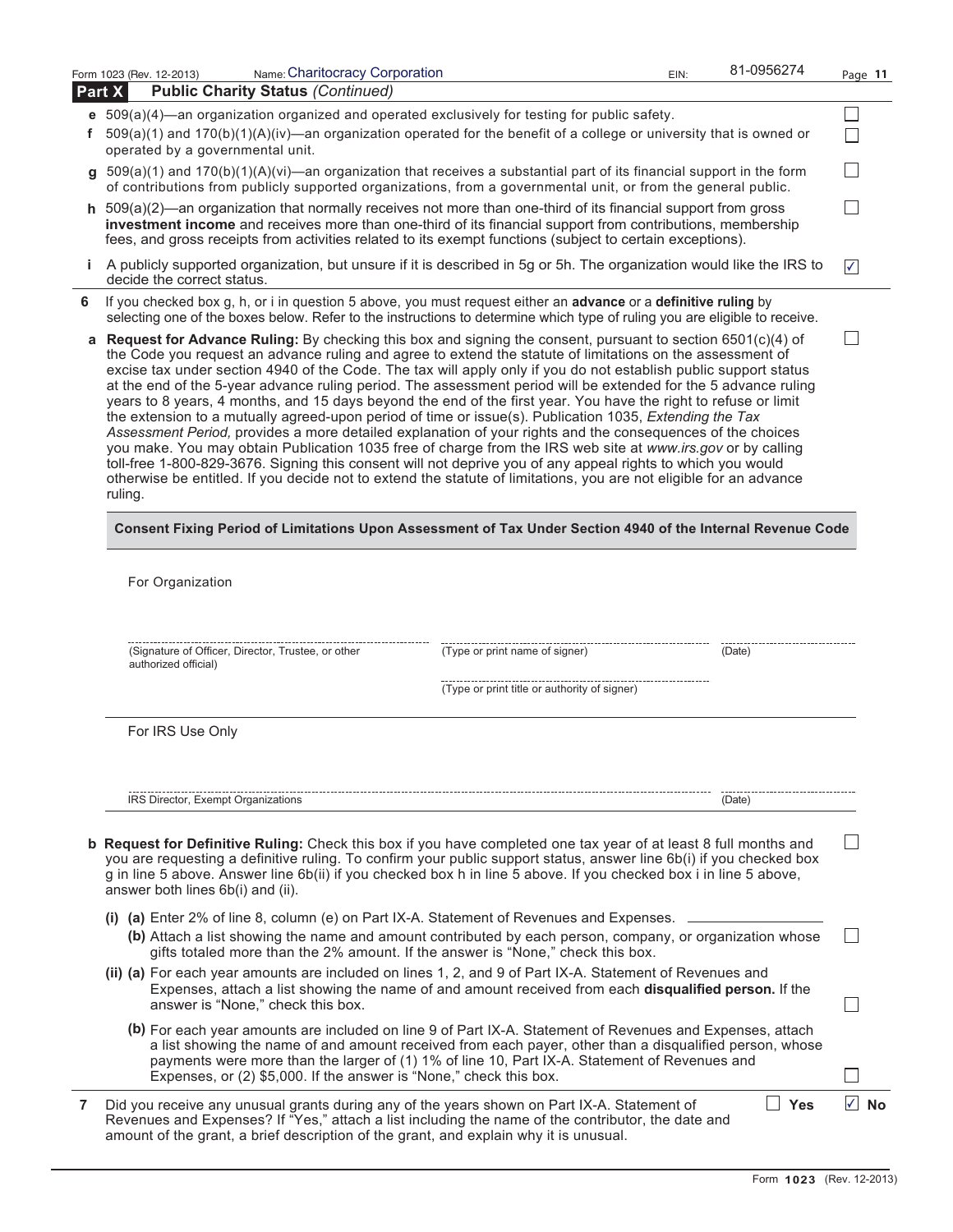Form 1023 (Rev. 12-2013) Name: Charitocracy Corporation EIN: 81-0956274

**Part X Public Charity Status** *(Continued)*

**e** 509(a)(4)—an organization organized and operated exclusively for testing for public safety. ☐

**f** 509(a)(1) and 170(b)(1)(A)(iv)—an organization operated for the benefit of a college or university that is owned or operated by a governmental unit. ☐

**g** 509(a)(1) and 170(b)(1)(A)(vi)—an organization that receives a substantial part of its financial support in the form of contributions from publicly supported organizations, from a governmental unit, or from the general public. ☐

**h** 509(a)(2)—an organization that normally receives not more than one-third of its financial support from gross **investment income** and receives more than one-third of its financial support from contributions, membership fees, and gross receipts from activities related to its exempt functions (subject to certain exceptions). ☐

**i** A publicly supported organization, but unsure if it is described in 5g or 5h. The organization would like the IRS to decide the correct status. ☑

**6** If you checked box g, h, or i in question 5 above, you must request either an **advance** or a **definitive ruling** by selecting one of the boxes below. Refer to the instructions to determine which type of ruling you are eligible to receive.

**a Request for Advance Ruling:** By checking this box and signing the consent, pursuant to section 6501(c)(4) of the Code you request an advance ruling and agree to extend the statute of limitations on the assessment of excise tax under section 4940 of the Code. The tax will apply only if you do not establish public support status at the end of the 5-year advance ruling period. The assessment period will be extended for the 5 advance ruling years to 8 years, 4 months, and 15 days beyond the end of the first year. You have the right to refuse or limit the extension to a mutually agreed-upon period of time or issue(s). Publication 1035, *Extending the Tax Assessment Period,* provides a more detailed explanation of your rights and the consequences of the choices you make. You may obtain Publication 1035 free of charge from the IRS web site at *www.irs.gov* or by calling toll-free 1-800-829-3676. Signing this consent will not deprive you of any appeal rights to which you would otherwise be entitled. If you decide not to extend the statute of limitations, you are not eligible for an advance ruling. ☐

**Consent Fixing Period of Limitations Upon Assessment of Tax Under Section 4940 of the Internal Revenue Code**

For Organization

(Signature of Officer, Director, Trustee, or other authorized official) (Type or print name of signer) (Date)

(Type or print title or authority of signer)

For IRS Use Only

IRS Director, Exempt Organizations (Date)

**b Request for Definitive Ruling:** Check this box if you have completed one tax year of at least 8 full months and you are requesting a definitive ruling. To confirm your public support status, answer line 6b(i) if you checked box g in line 5 above. Answer line 6b(ii) if you checked box h in line 5 above. If you checked box i in line 5 above, answer both lines 6b(i) and (ii). ☐

**(i) (a)** Enter 2% of line 8, column (e) on Part IX-A. Statement of Revenues and Expenses. ________

**(b)** Attach a list showing the name and amount contributed by each person, company, or organization whose gifts totaled more than the 2% amount. If the answer is "None," check this box. ☐

**(ii) (a)** For each year amounts are included on lines 1, 2, and 9 of Part IX-A. Statement of Revenues and Expenses, attach a list showing the name of and amount received from each **disqualified person.** If the answer is "None," check this box. ☐

**(b)** For each year amounts are included on line 9 of Part IX-A. Statement of Revenues and Expenses, attach a list showing the name of and amount received from each payer, other than a disqualified person, whose payments were more than the larger of (1) 1% of line 10, Part IX-A. Statement of Revenues and Expenses, or (2) $5,000. If the answer is "None," check this box. ☐

**7** Did you receive any unusual grants during any of the years shown on Part IX-A. Statement of Revenues and Expenses? If "Yes," attach a list including the name of the contributor, the date and amount of the grant, a brief description of the grant, and explain why it is unusual. ☐ **Yes** ☑ **No**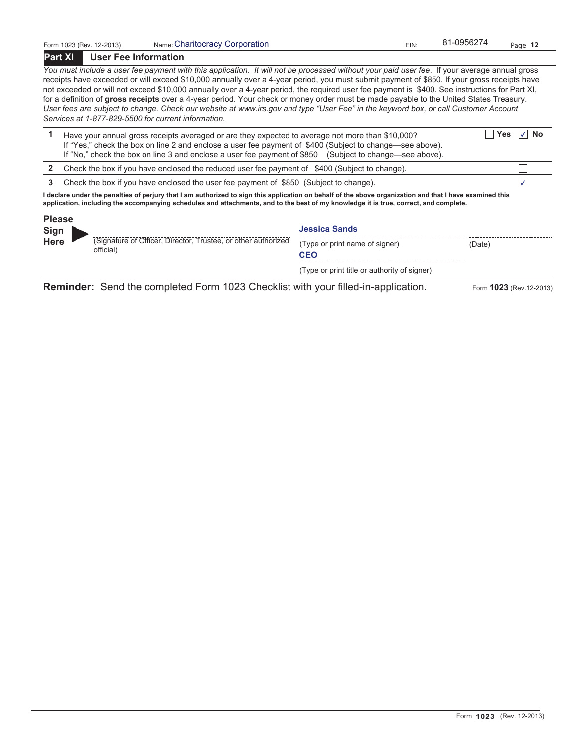Form 1023 (Rev. 12-2013) Name: Charitocracy Corporation EIN: 81-0956274

## Part XI User Fee Information

*You must include a user fee payment with this application. It will not be processed without your paid user fee.* If your average annual gross receipts have exceeded or will exceed $10,000 annually over a 4-year period, you must submit payment of $850. If your gross receipts have not exceeded or will not exceed $10,000 annually over a 4-year period, the required user fee payment is $400. See instructions for Part XI, for a definition of **gross receipts** over a 4-year period. Your check or money order must be made payable to the United States Treasury. *User fees are subject to change. Check our website at www.irs.gov and type "User Fee" in the keyword box, or call Customer Account Services at 1-877-829-5500 for current information.*

| | | |
|---|---|---|
| **1** | Have your annual gross receipts averaged or are they expected to average not more than $10,000? If "Yes," check the box on line 2 and enclose a user fee payment of $400 (Subject to change—see above). If "No," check the box on line 3 and enclose a user fee payment of $850 (Subject to change—see above). | ☐ Yes ☑ No |
| **2** | Check the box if you have enclosed the reduced user fee payment of $400 (Subject to change). | ☐ |
| **3** | Check the box if you have enclosed the user fee payment of $850 (Subject to change). | ☑ |

**I declare under the penalties of perjury that I am authorized to sign this application on behalf of the above organization and that I have examined this application, including the accompanying schedules and attachments, and to the best of my knowledge it is true, correct, and complete.**

**Please Sign Here**

| (Signature of Officer, Director, Trustee, or other authorized official) | Jessica Sands (Type or print name of signer) | (Date) |
|---|---|---|
| | CEO (Type or print title or authority of signer) | |

**Reminder:** Send the completed Form 1023 Checklist with your filled-in-application.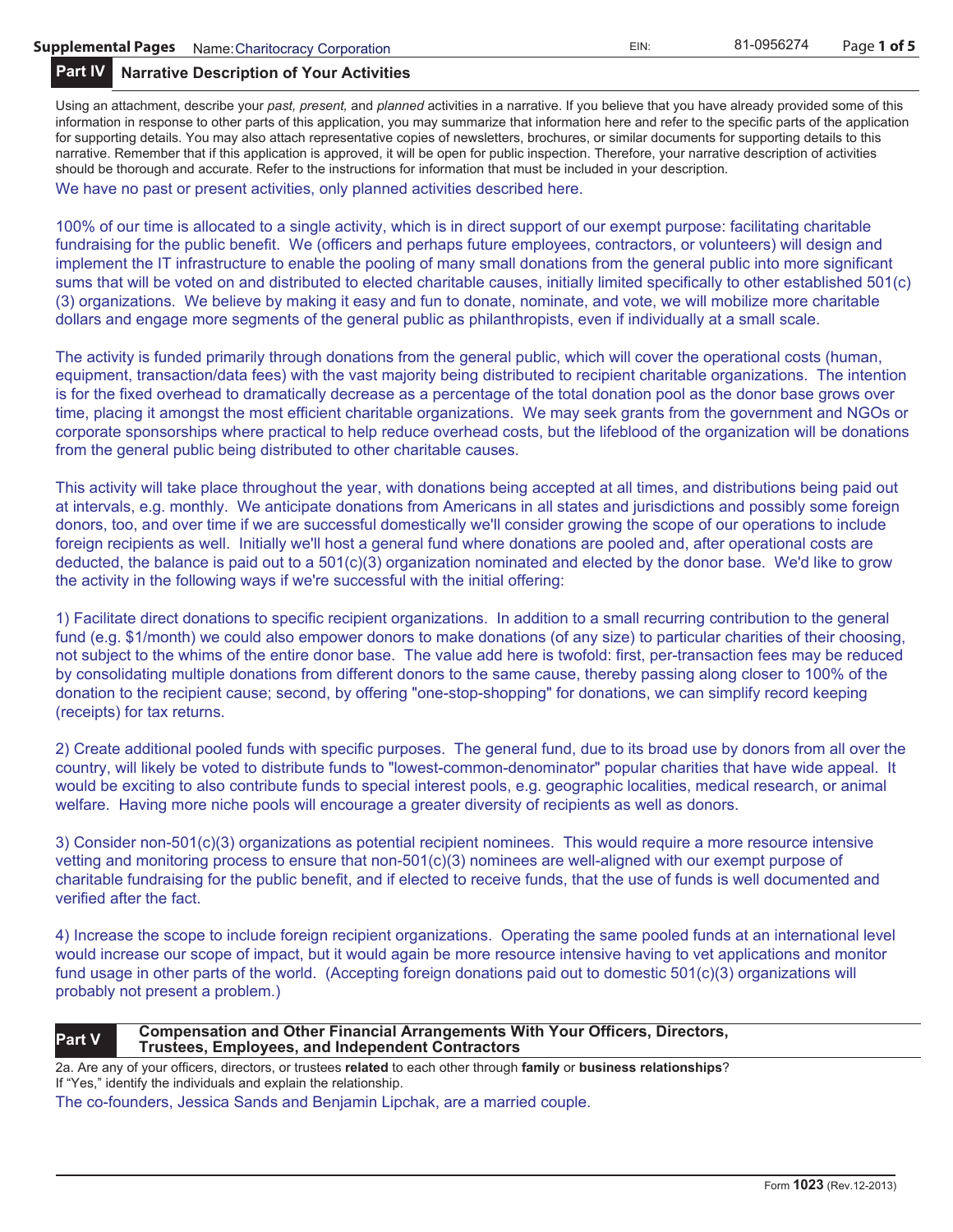**Supplemental Pages** Name: Charitocracy Corporation EIN: 81-0956274

## Part IV Narrative Description of Your Activities

Using an attachment, describe your *past, present,* and *planned* activities in a narrative. If you believe that you have already provided some of this information in response to other parts of this application, you may summarize that information here and refer to the specific parts of the application for supporting details. You may also attach representative copies of newsletters, brochures, or similar documents for supporting details to this narrative. Remember that if this application is approved, it will be open for public inspection. Therefore, your narrative description of activities should be thorough and accurate. Refer to the instructions for information that must be included in your description.

We have no past or present activities, only planned activities described here.

100% of our time is allocated to a single activity, which is in direct support of our exempt purpose: facilitating charitable fundraising for the public benefit. We (officers and perhaps future employees, contractors, or volunteers) will design and implement the IT infrastructure to enable the pooling of many small donations from the general public into more significant sums that will be voted on and distributed to elected charitable causes, initially limited specifically to other established 501(c)(3) organizations. We believe by making it easy and fun to donate, nominate, and vote, we will mobilize more charitable dollars and engage more segments of the general public as philanthropists, even if individually at a small scale.

The activity is funded primarily through donations from the general public, which will cover the operational costs (human, equipment, transaction/data fees) with the vast majority being distributed to recipient charitable organizations. The intention is for the fixed overhead to dramatically decrease as a percentage of the total donation pool as the donor base grows over time, placing it amongst the most efficient charitable organizations. We may seek grants from the government and NGOs or corporate sponsorships where practical to help reduce overhead costs, but the lifeblood of the organization will be donations from the general public being distributed to other charitable causes.

This activity will take place throughout the year, with donations being accepted at all times, and distributions being paid out at intervals, e.g. monthly. We anticipate donations from Americans in all states and jurisdictions and possibly some foreign donors, too, and over time if we are successful domestically we'll consider growing the scope of our operations to include foreign recipients as well. Initially we'll host a general fund where donations are pooled and, after operational costs are deducted, the balance is paid out to a 501(c)(3) organization nominated and elected by the donor base. We'd like to grow the activity in the following ways if we're successful with the initial offering:

1) Facilitate direct donations to specific recipient organizations. In addition to a small recurring contribution to the general fund (e.g. $1/month) we could also empower donors to make donations (of any size) to particular charities of their choosing, not subject to the whims of the entire donor base. The value add here is twofold: first, per-transaction fees may be reduced by consolidating multiple donations from different donors to the same cause, thereby passing along closer to 100% of the donation to the recipient cause; second, by offering "one-stop-shopping" for donations, we can simplify record keeping (receipts) for tax returns.

2) Create additional pooled funds with specific purposes. The general fund, due to its broad use by donors from all over the country, will likely be voted to distribute funds to "lowest-common-denominator" popular charities that have wide appeal. It would be exciting to also contribute funds to special interest pools, e.g. geographic localities, medical research, or animal welfare. Having more niche pools will encourage a greater diversity of recipients as well as donors.

3) Consider non-501(c)(3) organizations as potential recipient nominees. This would require a more resource intensive vetting and monitoring process to ensure that non-501(c)(3) nominees are well-aligned with our exempt purpose of charitable fundraising for the public benefit, and if elected to receive funds, that the use of funds is well documented and verified after the fact.

4) Increase the scope to include foreign recipient organizations. Operating the same pooled funds at an international level would increase our scope of impact, but it would again be more resource intensive having to vet applications and monitor fund usage in other parts of the world. (Accepting foreign donations paid out to domestic 501(c)(3) organizations will probably not present a problem.)

## Part V Compensation and Other Financial Arrangements With Your Officers, Directors, Trustees, Employees, and Independent Contractors

2a. Are any of your officers, directors, or trustees **related** to each other through **family** or **business relationships**? If "Yes," identify the individuals and explain the relationship.

The co-founders, Jessica Sands and Benjamin Lipchak, are a married couple.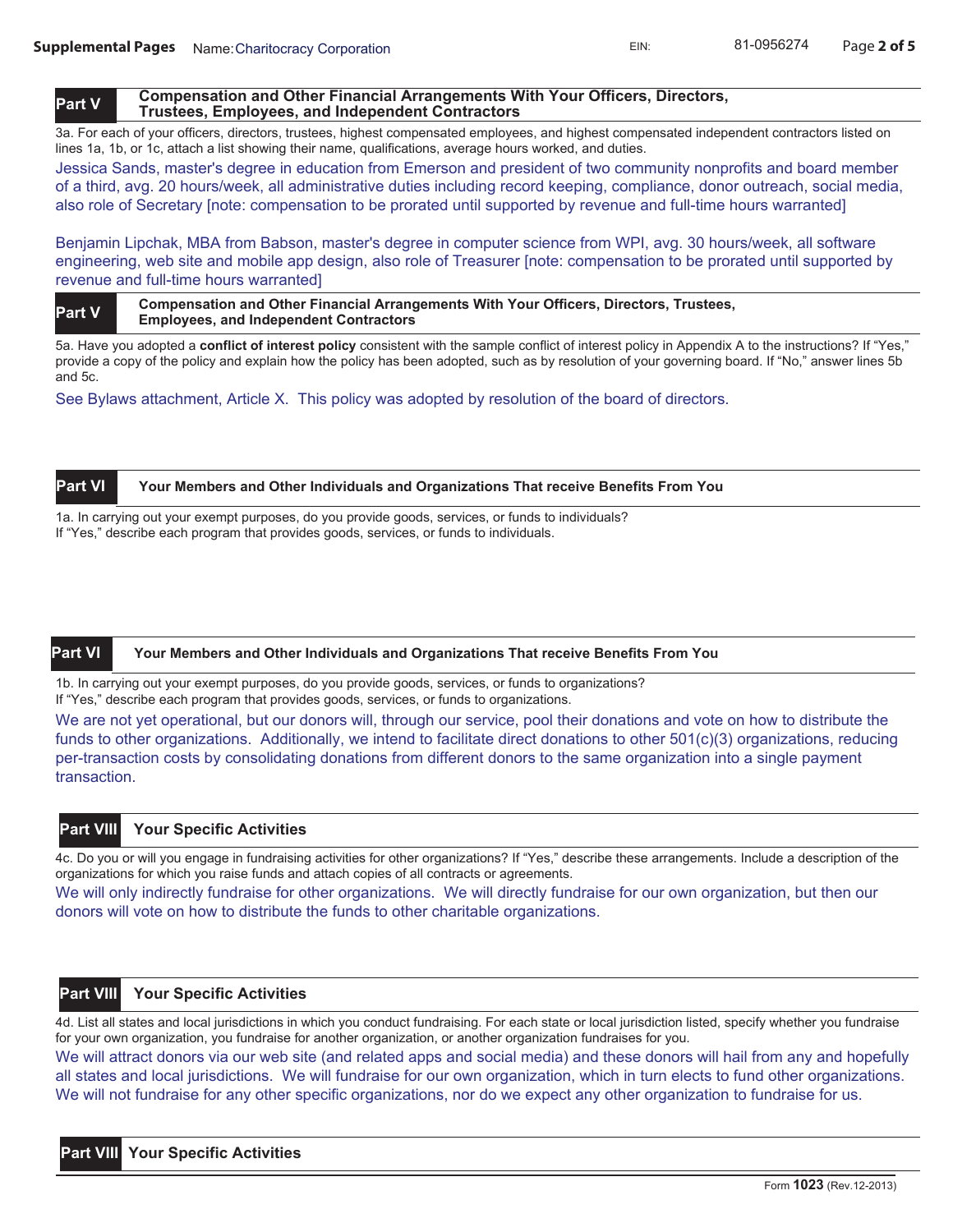**Supplemental Pages** Name: Charitocracy Corporation EIN: 81-0956274

## Part V — Compensation and Other Financial Arrangements With Your Officers, Directors, Trustees, Employees, and Independent Contractors

3a. For each of your officers, directors, trustees, highest compensated employees, and highest compensated independent contractors listed on lines 1a, 1b, or 1c, attach a list showing their name, qualifications, average hours worked, and duties.

Jessica Sands, master's degree in education from Emerson and president of two community nonprofits and board member of a third, avg. 20 hours/week, all administrative duties including record keeping, compliance, donor outreach, social media, also role of Secretary [note: compensation to be prorated until supported by revenue and full-time hours warranted]

Benjamin Lipchak, MBA from Babson, master's degree in computer science from WPI, avg. 30 hours/week, all software engineering, web site and mobile app design, also role of Treasurer [note: compensation to be prorated until supported by revenue and full-time hours warranted]

## Part V — Compensation and Other Financial Arrangements With Your Officers, Directors, Trustees, Employees, and Independent Contractors

5a. Have you adopted a **conflict of interest policy** consistent with the sample conflict of interest policy in Appendix A to the instructions? If "Yes," provide a copy of the policy and explain how the policy has been adopted, such as by resolution of your governing board. If "No," answer lines 5b and 5c.

See Bylaws attachment, Article X. This policy was adopted by resolution of the board of directors.

## Part VI — Your Members and Other Individuals and Organizations That receive Benefits From You

1a. In carrying out your exempt purposes, do you provide goods, services, or funds to individuals? If "Yes," describe each program that provides goods, services, or funds to individuals.

## Part VI — Your Members and Other Individuals and Organizations That receive Benefits From You

1b. In carrying out your exempt purposes, do you provide goods, services, or funds to organizations? If "Yes," describe each program that provides goods, services, or funds to organizations.

We are not yet operational, but our donors will, through our service, pool their donations and vote on how to distribute the funds to other organizations. Additionally, we intend to facilitate direct donations to other 501(c)(3) organizations, reducing per-transaction costs by consolidating donations from different donors to the same organization into a single payment transaction.

## Part VIII — Your Specific Activities

4c. Do you or will you engage in fundraising activities for other organizations? If "Yes," describe these arrangements. Include a description of the organizations for which you raise funds and attach copies of all contracts or agreements.

We will only indirectly fundraise for other organizations. We will directly fundraise for our own organization, but then our donors will vote on how to distribute the funds to other charitable organizations.

## Part VIII — Your Specific Activities

4d. List all states and local jurisdictions in which you conduct fundraising. For each state or local jurisdiction listed, specify whether you fundraise for your own organization, you fundraise for another organization, or another organization fundraises for you.

We will attract donors via our web site (and related apps and social media) and these donors will hail from any and hopefully all states and local jurisdictions. We will fundraise for our own organization, which in turn elects to fund other organizations. We will not fundraise for any other specific organizations, nor do we expect any other organization to fundraise for us.

## Part VIII — Your Specific Activities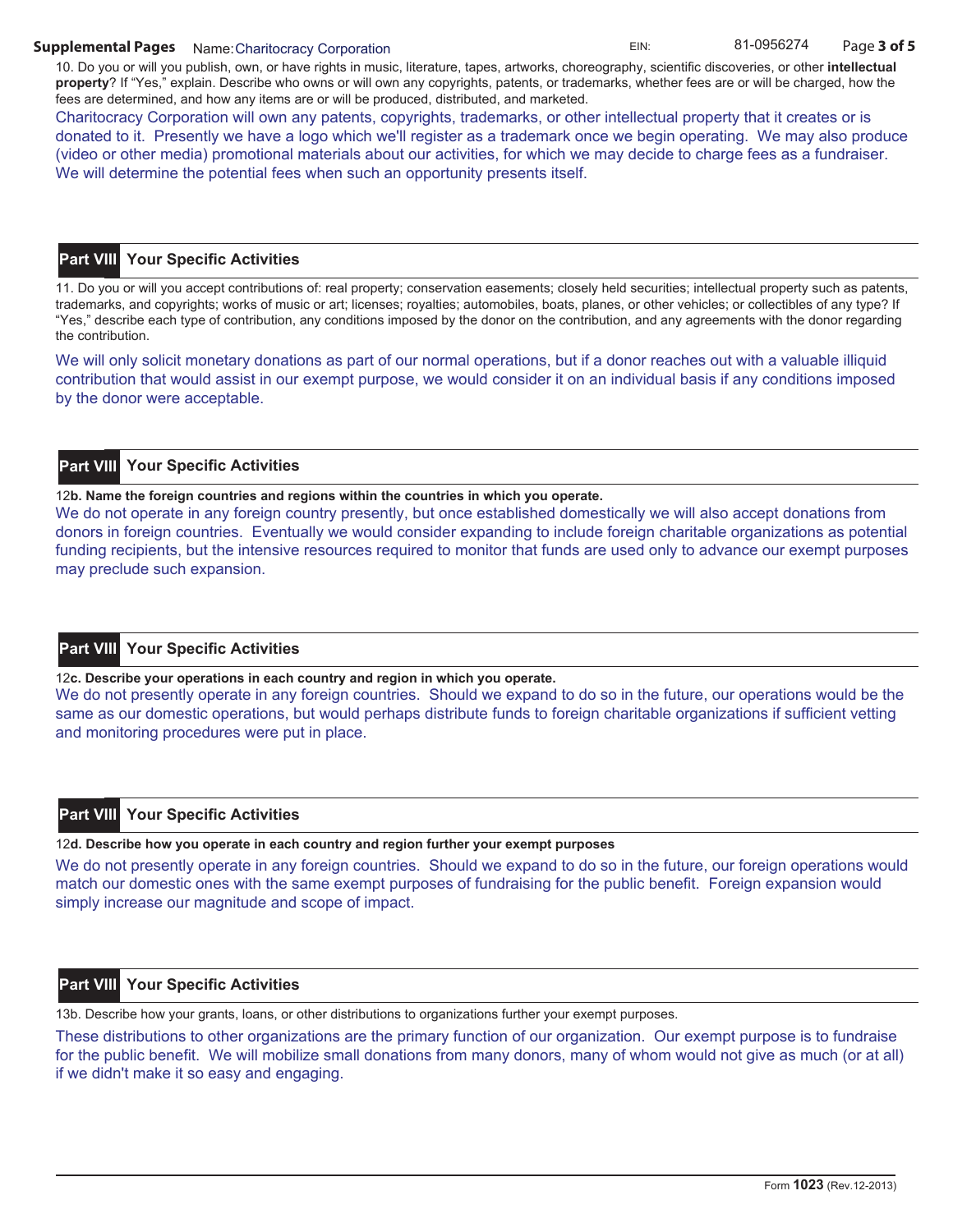**Supplemental Pages** Name: Charitocracy Corporation EIN: 81-0956274

10. Do you or will you publish, own, or have rights in music, literature, tapes, artworks, choreography, scientific discoveries, or other **intellectual property**? If "Yes," explain. Describe who owns or will own any copyrights, patents, or trademarks, whether fees are or will be charged, how the fees are determined, and how any items are or will be produced, distributed, and marketed.

Charitocracy Corporation will own any patents, copyrights, trademarks, or other intellectual property that it creates or is donated to it. Presently we have a logo which we'll register as a trademark once we begin operating. We may also produce (video or other media) promotional materials about our activities, for which we may decide to charge fees as a fundraiser. We will determine the potential fees when such an opportunity presents itself.

## Part VIII Your Specific Activities

11. Do you or will you accept contributions of: real property; conservation easements; closely held securities; intellectual property such as patents, trademarks, and copyrights; works of music or art; licenses; royalties; automobiles, boats, planes, or other vehicles; or collectibles of any type? If "Yes," describe each type of contribution, any conditions imposed by the donor on the contribution, and any agreements with the donor regarding the contribution.

We will only solicit monetary donations as part of our normal operations, but if a donor reaches out with a valuable illiquid contribution that would assist in our exempt purpose, we would consider it on an individual basis if any conditions imposed by the donor were acceptable.

## Part VIII Your Specific Activities

12**b. Name the foreign countries and regions within the countries in which you operate.**

We do not operate in any foreign country presently, but once established domestically we will also accept donations from donors in foreign countries. Eventually we would consider expanding to include foreign charitable organizations as potential funding recipients, but the intensive resources required to monitor that funds are used only to advance our exempt purposes may preclude such expansion.

## Part VIII Your Specific Activities

12**c. Describe your operations in each country and region in which you operate.**

We do not presently operate in any foreign countries. Should we expand to do so in the future, our operations would be the same as our domestic operations, but would perhaps distribute funds to foreign charitable organizations if sufficient vetting and monitoring procedures were put in place.

## Part VIII Your Specific Activities

12**d. Describe how you operate in each country and region further your exempt purposes**

We do not presently operate in any foreign countries. Should we expand to do so in the future, our foreign operations would match our domestic ones with the same exempt purposes of fundraising for the public benefit. Foreign expansion would simply increase our magnitude and scope of impact.

## Part VIII Your Specific Activities

13b. Describe how your grants, loans, or other distributions to organizations further your exempt purposes.

These distributions to other organizations are the primary function of our organization. Our exempt purpose is to fundraise for the public benefit. We will mobilize small donations from many donors, many of whom would not give as much (or at all) if we didn't make it so easy and engaging.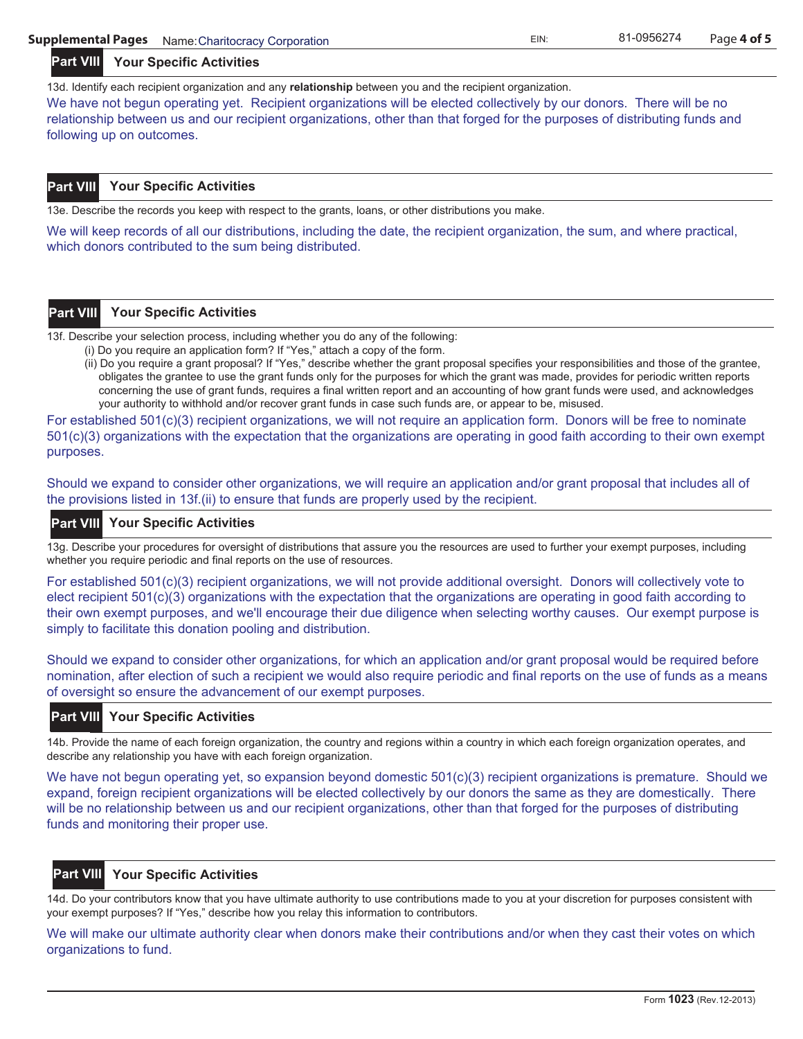**Supplemental Pages** Name: Charitocracy Corporation EIN: 81-0956274

## Part VIII Your Specific Activities

13d. Identify each recipient organization and any **relationship** between you and the recipient organization.

We have not begun operating yet. Recipient organizations will be elected collectively by our donors. There will be no relationship between us and our recipient organizations, other than that forged for the purposes of distributing funds and following up on outcomes.

## Part VIII Your Specific Activities

13e. Describe the records you keep with respect to the grants, loans, or other distributions you make.

We will keep records of all our distributions, including the date, the recipient organization, the sum, and where practical, which donors contributed to the sum being distributed.

## Part VIII Your Specific Activities

13f. Describe your selection process, including whether you do any of the following:

(i) Do you require an application form? If "Yes," attach a copy of the form.

(ii) Do you require a grant proposal? If "Yes," describe whether the grant proposal specifies your responsibilities and those of the grantee, obligates the grantee to use the grant funds only for the purposes for which the grant was made, provides for periodic written reports concerning the use of grant funds, requires a final written report and an accounting of how grant funds were used, and acknowledges your authority to withhold and/or recover grant funds in case such funds are, or appear to be, misused.

For established 501(c)(3) recipient organizations, we will not require an application form. Donors will be free to nominate 501(c)(3) organizations with the expectation that the organizations are operating in good faith according to their own exempt purposes.

Should we expand to consider other organizations, we will require an application and/or grant proposal that includes all of the provisions listed in 13f.(ii) to ensure that funds are properly used by the recipient.

## Part VIII Your Specific Activities

13g. Describe your procedures for oversight of distributions that assure you the resources are used to further your exempt purposes, including whether you require periodic and final reports on the use of resources.

For established 501(c)(3) recipient organizations, we will not provide additional oversight. Donors will collectively vote to elect recipient 501(c)(3) organizations with the expectation that the organizations are operating in good faith according to their own exempt purposes, and we'll encourage their due diligence when selecting worthy causes. Our exempt purpose is simply to facilitate this donation pooling and distribution.

Should we expand to consider other organizations, for which an application and/or grant proposal would be required before nomination, after election of such a recipient we would also require periodic and final reports on the use of funds as a means of oversight so ensure the advancement of our exempt purposes.

## Part VIII Your Specific Activities

14b. Provide the name of each foreign organization, the country and regions within a country in which each foreign organization operates, and describe any relationship you have with each foreign organization.

We have not begun operating yet, so expansion beyond domestic 501(c)(3) recipient organizations is premature. Should we expand, foreign recipient organizations will be elected collectively by our donors the same as they are domestically. There will be no relationship between us and our recipient organizations, other than that forged for the purposes of distributing funds and monitoring their proper use.

## Part VIII Your Specific Activities

14d. Do your contributors know that you have ultimate authority to use contributions made to you at your discretion for purposes consistent with your exempt purposes? If "Yes," describe how you relay this information to contributors.

We will make our ultimate authority clear when donors make their contributions and/or when they cast their votes on which organizations to fund.

Form **1023** (Rev.12-2013)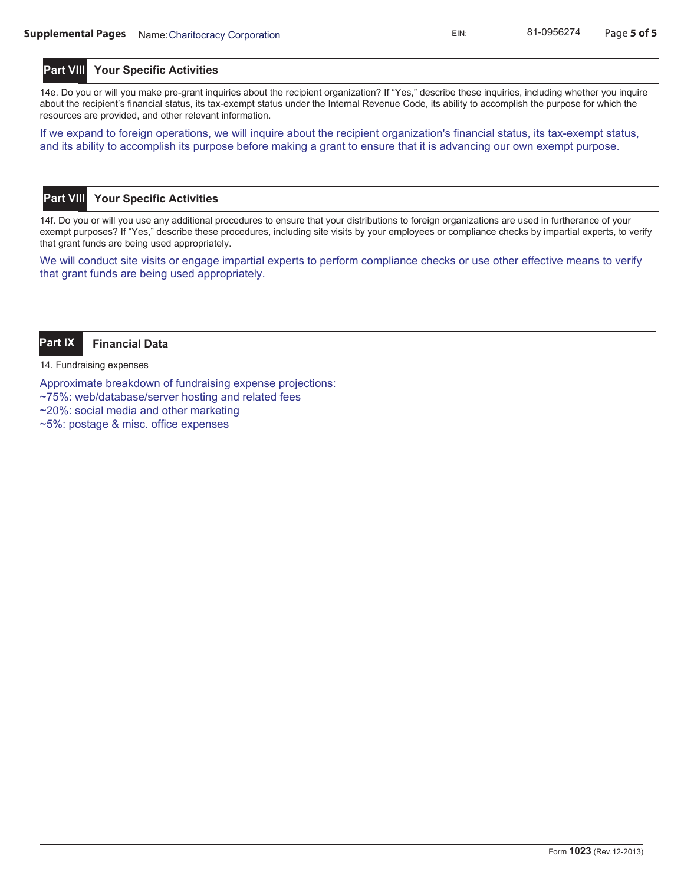## Part VIII Your Specific Activities

14e. Do you or will you make pre-grant inquiries about the recipient organization? If "Yes," describe these inquiries, including whether you inquire about the recipient's financial status, its tax-exempt status under the Internal Revenue Code, its ability to accomplish the purpose for which the resources are provided, and other relevant information.

If we expand to foreign operations, we will inquire about the recipient organization's financial status, its tax-exempt status, and its ability to accomplish its purpose before making a grant to ensure that it is advancing our own exempt purpose.

## Part VIII Your Specific Activities

14f. Do you or will you use any additional procedures to ensure that your distributions to foreign organizations are used in furtherance of your exempt purposes? If "Yes," describe these procedures, including site visits by your employees or compliance checks by impartial experts, to verify that grant funds are being used appropriately.

We will conduct site visits or engage impartial experts to perform compliance checks or use other effective means to verify that grant funds are being used appropriately.

## Part IX Financial Data

14. Fundraising expenses

Approximate breakdown of fundraising expense projections:
~75%: web/database/server hosting and related fees
~20%: social media and other marketing
~5%: postage & misc. office expenses